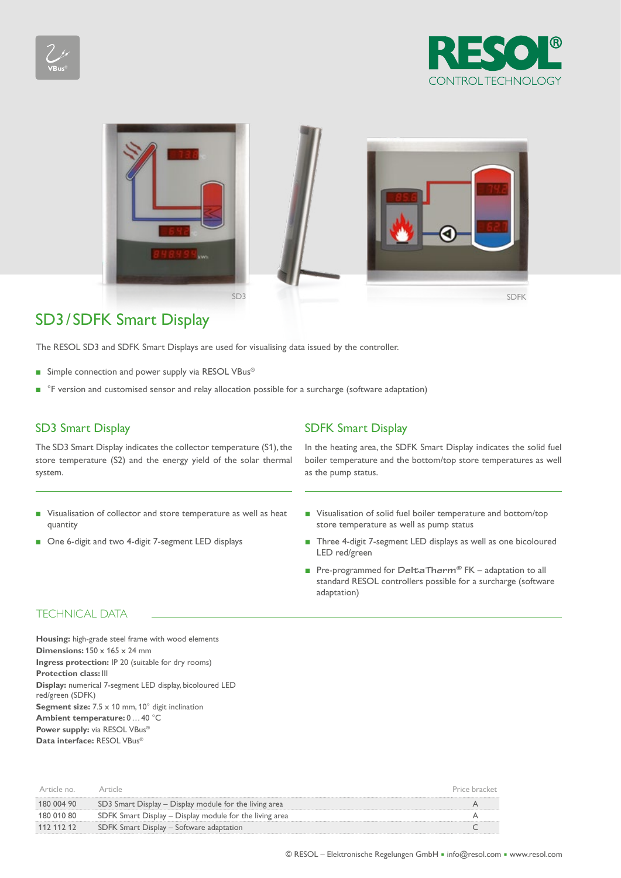SD3

SDFK

# SD3 / SDFK Smart Display

The RESOL SD3 and SDFK Smart Displays are used for visualising data issued by the controller.

- Simple connection and power supply via RESOL VBus®
- °F version and customised sensor and relay allocation possible for a surcharge (software adaptation)

## SD3 Smart Display

The SD3 Smart Display indicates the collector temperature (S1), the store temperature (S2) and the energy yield of the solar thermal system.

- Visualisation of collector and store temperature as well as heat quantity
- One 6-digit and two 4-digit 7-segment LED displays

## SDFK Smart Display

In the heating area, the SDFK Smart Display indicates the solid fuel boiler temperature and the bottom/top store temperatures as well as the pump status.

- Visualisation of solid fuel boiler temperature and bottom/top store temperature as well as pump status
- Three 4-digit 7-segment LED displays as well as one bicoloured LED red/green
- Pre-programmed for DeltaTherm® FK – adaptation to all standard RESOL controllers possible for a surcharge (software adaptation)

## TECHNICAL DATA

**Housing:** high-grade steel frame with wood elements
**Dimensions:** 150 x 165 x 24 mm
**Ingress protection:** IP 20 (suitable for dry rooms)
**Protection class:** III
**Display:** numerical 7-segment LED display, bicoloured LED red/green (SDFK)
**Segment size:** 7.5 x 10 mm, 10° digit inclination
**Ambient temperature:** 0 … 40 °C
**Power supply:** via RESOL VBus®
**Data interface:** RESOL VBus®

| Article no. | Article | Price bracket |
|---|---|---|
| 180 004 90 | SD3 Smart Display – Display module for the living area | A |
| 180 010 80 | SDFK Smart Display – Display module for the living area | A |
| 112 112 12 | SDFK Smart Display – Software adaptation | C |

© RESOL – Elektronische Regelungen GmbH ▪ info@resol.com ▪ www.resol.com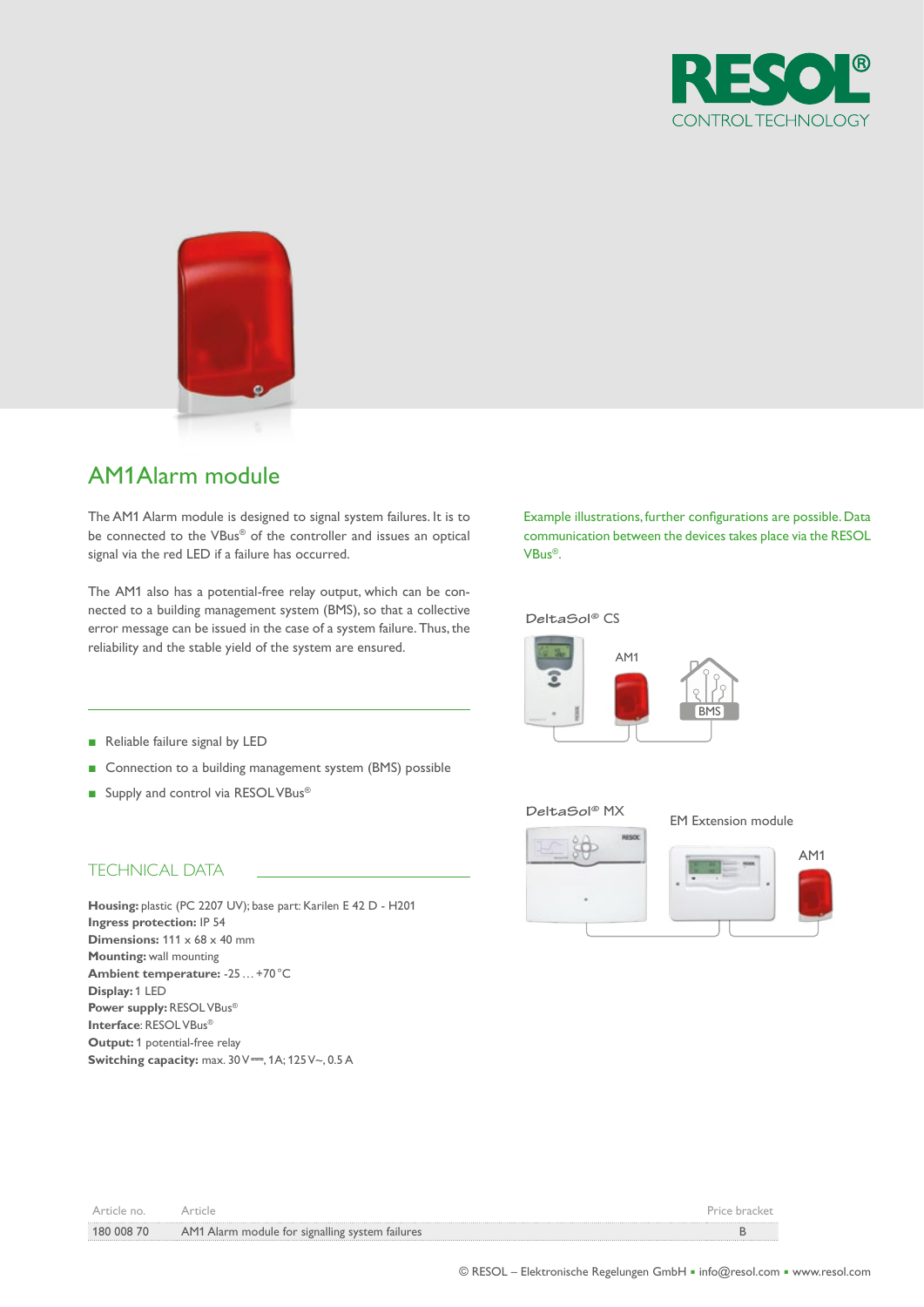# AM1 Alarm module

The AM1 Alarm module is designed to signal system failures. It is to be connected to the VBus® of the controller and issues an optical signal via the red LED if a failure has occurred.

The AM1 also has a potential-free relay output, which can be connected to a building management system (BMS), so that a collective error message can be issued in the case of a system failure. Thus, the reliability and the stable yield of the system are ensured.

- Reliable failure signal by LED
- Connection to a building management system (BMS) possible
- Supply and control via RESOL VBus®

## TECHNICAL DATA

**Housing:** plastic (PC 2207 UV); base part: Karilen E 42 D - H201
**Ingress protection:** IP 54
**Dimensions:** 111 x 68 x 40 mm
**Mounting:** wall mounting
**Ambient temperature:** -25 … +70 °C
**Display:** 1 LED
**Power supply:** RESOL VBus®
**Interface**: RESOL VBus®
**Output:** 1 potential-free relay
**Switching capacity:** max. 30 V ⎓, 1A; 125 V~, 0.5 A

Example illustrations, further configurations are possible. Data communication between the devices takes place via the RESOL VBus®.

DeltaSol® CS

AM1

BMS

DeltaSol® MX

EM Extension module

AM1

| Article no. | Article | Price bracket |
|---|---|---|
| 180 008 70 | AM1 Alarm module for signalling system failures | B |

© RESOL – Elektronische Regelungen GmbH ▪ info@resol.com ▪ www.resol.com